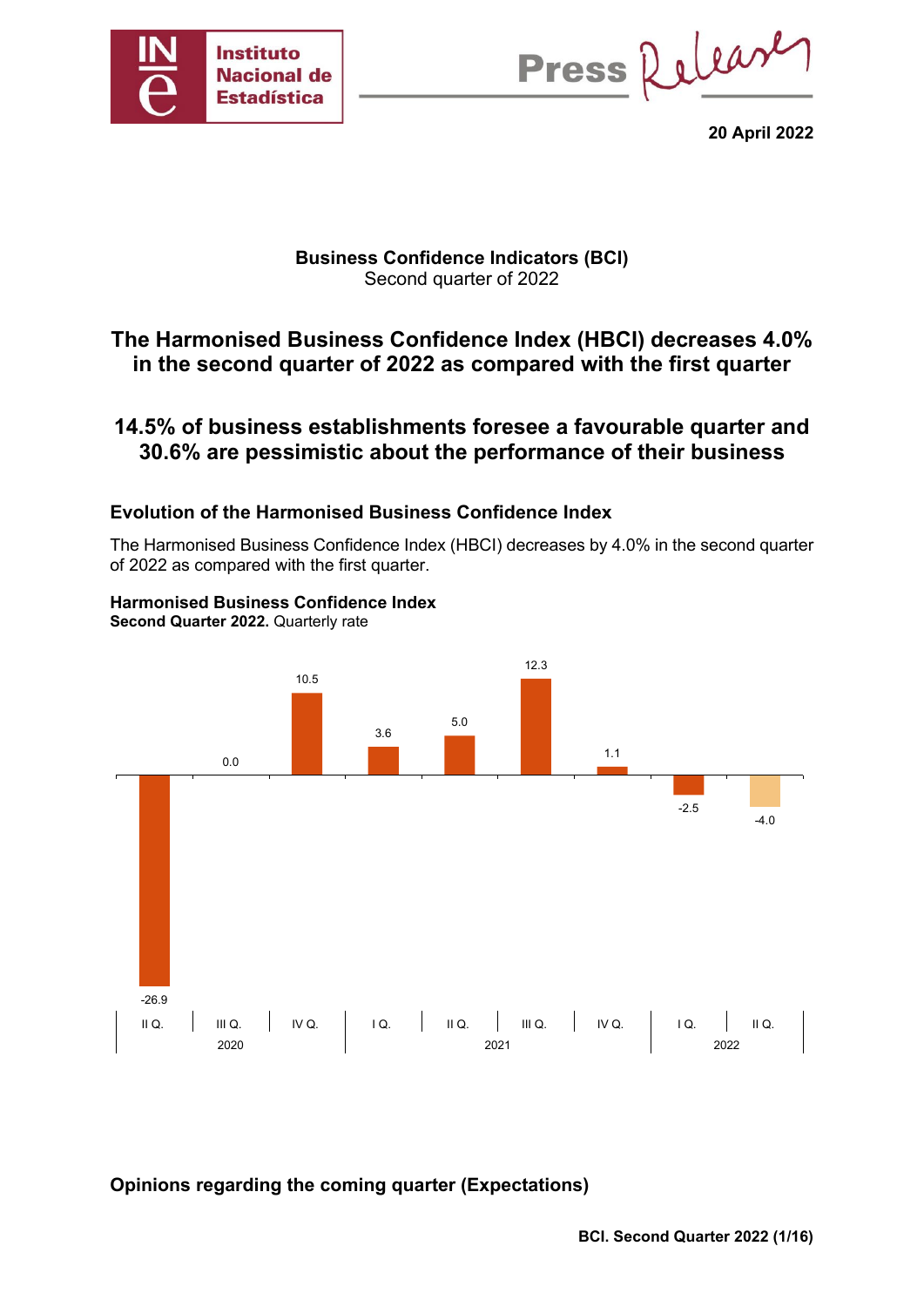20 April 2022

**Business Confidence Indicators (BCI)**
Second quarter of 2022

# The Harmonised Business Confidence Index (HBCI) decreases 4.0% in the second quarter of 2022 as compared with the first quarter

# 14.5% of business establishments foresee a favourable quarter and 30.6% are pessimistic about the performance of their business

## Evolution of the Harmonised Business Confidence Index

The Harmonised Business Confidence Index (HBCI) decreases by 4.0% in the second quarter of 2022 as compared with the first quarter.

**Harmonised Business Confidence Index**
**Second Quarter 2022.** Quarterly rate

| Year | Quarter | Rate |
|---|---|---|
| 2020 | II Q. | -26.9 |
| 2020 | III Q. | 0.0 |
| 2020 | IV Q. | 10.5 |
| 2021 | I Q. | 3.6 |
| 2021 | II Q. | 5.0 |
| 2021 | III Q. | 12.3 |
| 2021 | IV Q. | 1.1 |
| 2022 | I Q. | -2.5 |
| 2022 | II Q. | -4.0 |

## Opinions regarding the coming quarter (Expectations)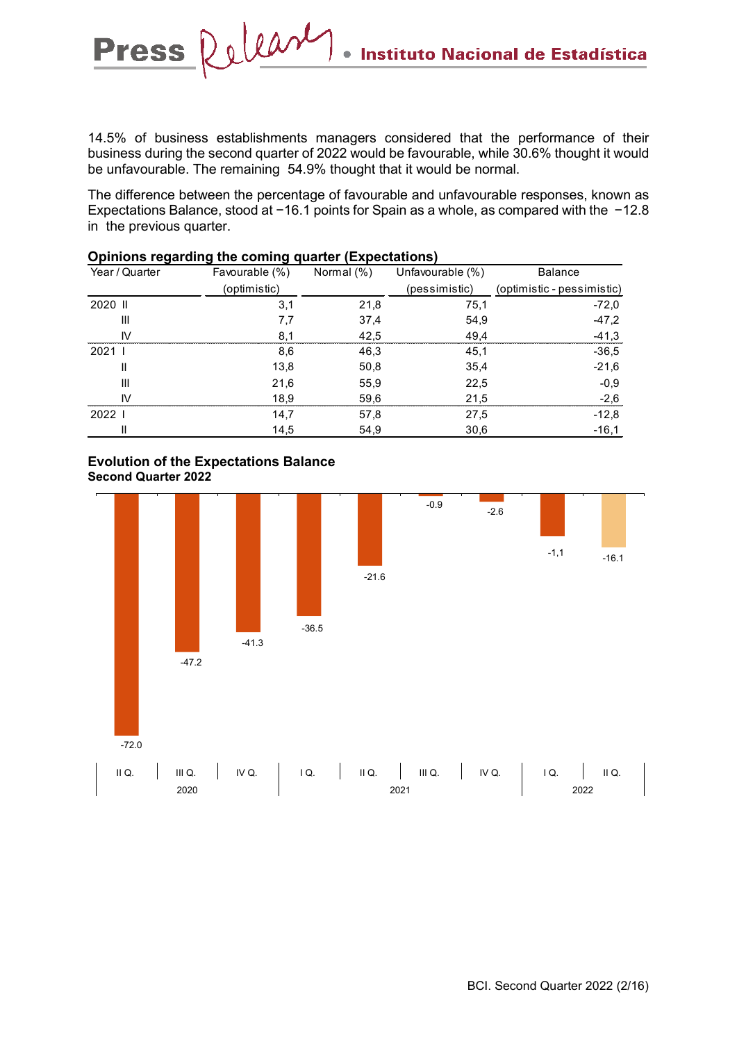14.5% of business establishments managers considered that the performance of their business during the second quarter of 2022 would be favourable, while 30.6% thought it would be unfavourable. The remaining 54.9% thought that it would be normal.

The difference between the percentage of favourable and unfavourable responses, known as Expectations Balance, stood at −16.1 points for Spain as a whole, as compared with the −12.8 in the previous quarter.

**Opinions regarding the coming quarter (Expectations)**

| Year / Quarter | | Favourable (%) (optimistic) | Normal (%) | Unfavourable (%) (pessimistic) | Balance (optimistic - pessimistic) |
|---|---|---|---|---|---|
| 2020 | II | 3,1 | 21,8 | 75,1 | -72,0 |
| | III | 7,7 | 37,4 | 54,9 | -47,2 |
| | IV | 8,1 | 42,5 | 49,4 | -41,3 |
| 2021 | I | 8,6 | 46,3 | 45,1 | -36,5 |
| | II | 13,8 | 50,8 | 35,4 | -21,6 |
| | III | 21,6 | 55,9 | 22,5 | -0,9 |
| | IV | 18,9 | 59,6 | 21,5 | -2,6 |
| 2022 | I | 14,7 | 57,8 | 27,5 | -12,8 |
| | II | 14,5 | 54,9 | 30,6 | -16,1 |

**Evolution of the Expectations Balance**
**Second Quarter 2022**

| Year | Quarter | Balance |
|---|---|---|
| 2020 | II Q. | -72.0 |
| | III Q. | -47.2 |
| | IV Q. | -41.3 |
| 2021 | I Q. | -36.5 |
| | II Q. | -21.6 |
| | III Q. | -0.9 |
| | IV Q. | -2.6 |
| 2022 | I Q. | -1,1 |
| | II Q. | -16.1 |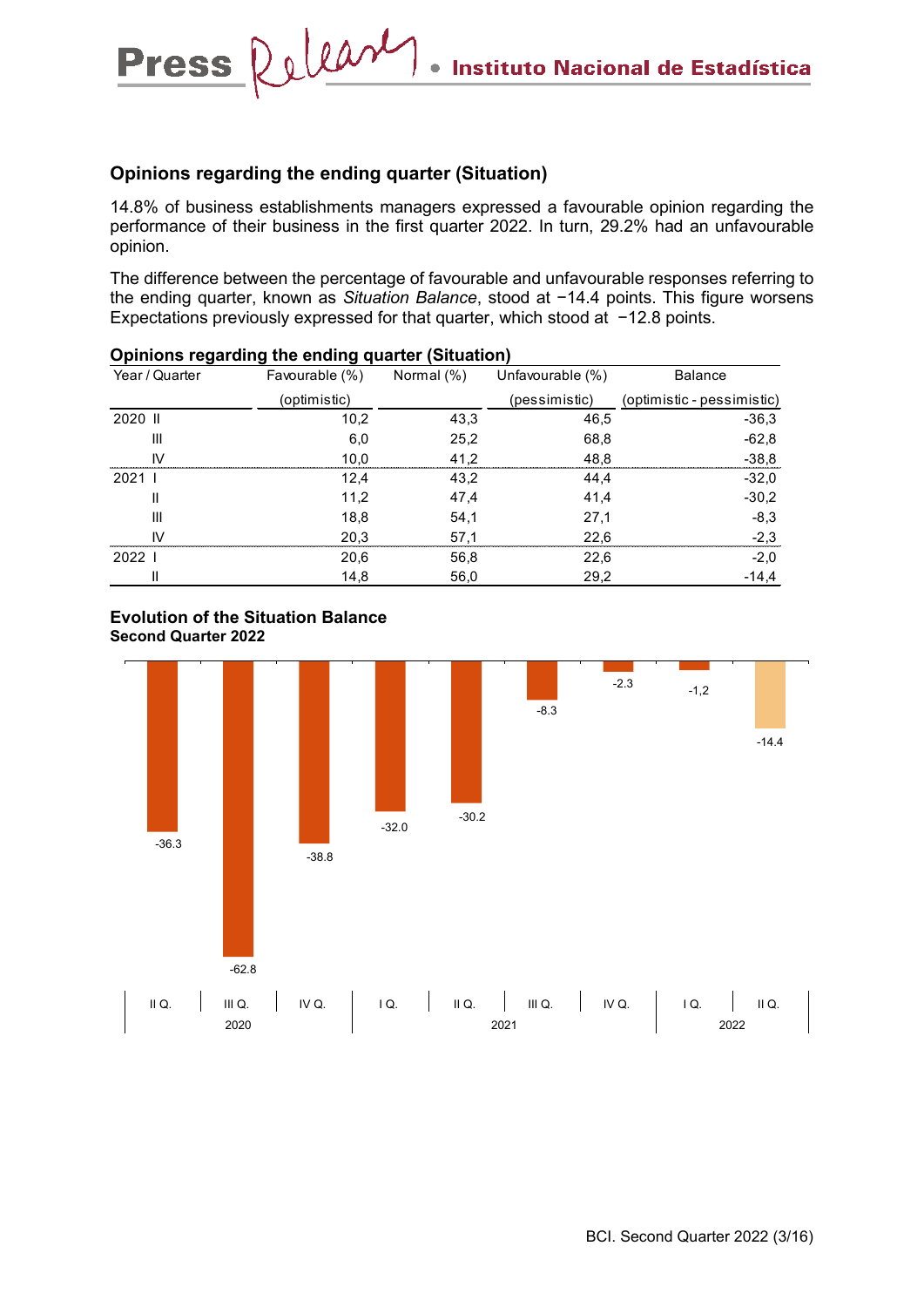## Opinions regarding the ending quarter (Situation)

14.8% of business establishments managers expressed a favourable opinion regarding the performance of their business in the first quarter 2022. In turn, 29.2% had an unfavourable opinion.

The difference between the percentage of favourable and unfavourable responses referring to the ending quarter, known as *Situation Balance*, stood at −14.4 points. This figure worsens Expectations previously expressed for that quarter, which stood at −12.8 points.

**Opinions regarding the ending quarter (Situation)**

| Year / Quarter | Favourable (%) (optimistic) | Normal (%) | Unfavourable (%) (pessimistic) | Balance (optimistic - pessimistic) |
|---|---|---|---|---|
| 2020 II | 10,2 | 43,3 | 46,5 | -36,3 |
| III | 6,0 | 25,2 | 68,8 | -62,8 |
| IV | 10,0 | 41,2 | 48,8 | -38,8 |
| 2021 I | 12,4 | 43,2 | 44,4 | -32,0 |
| II | 11,2 | 47,4 | 41,4 | -30,2 |
| III | 18,8 | 54,1 | 27,1 | -8,3 |
| IV | 20,3 | 57,1 | 22,6 | -2,3 |
| 2022 I | 20,6 | 56,8 | 22,6 | -2,0 |
| II | 14,8 | 56,0 | 29,2 | -14,4 |

**Evolution of the Situation Balance**
**Second Quarter 2022**

| Year | Quarter | Balance |
|---|---|---|
| 2020 | II Q. | -36.3 |
| | III Q. | -62.8 |
| | IV Q. | -38.8 |
| 2021 | I Q. | -32.0 |
| | II Q. | -30.2 |
| | III Q. | -8.3 |
| | IV Q. | -2.3 |
| 2022 | I Q. | -1,2 |
| | II Q. | -14.4 |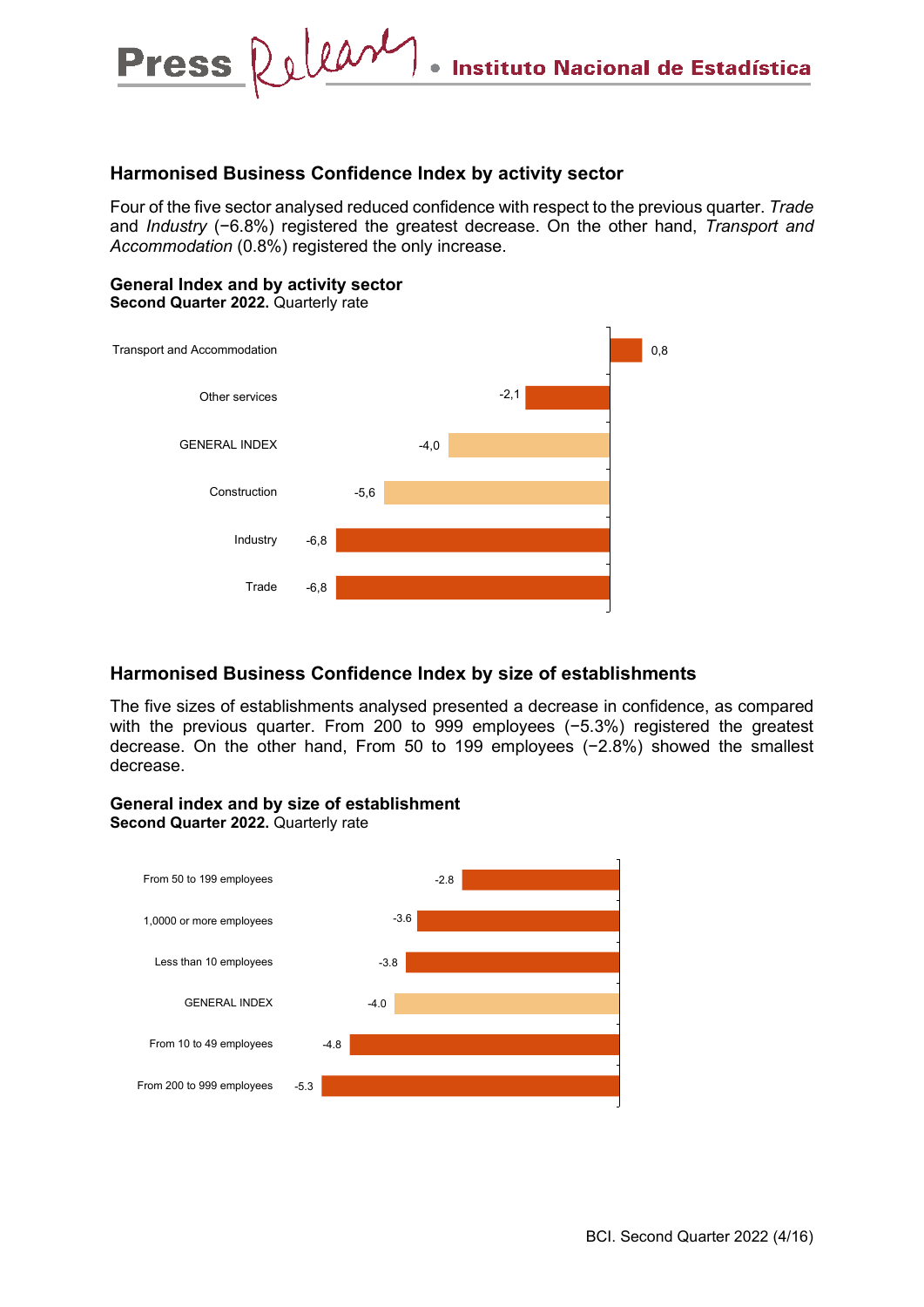## Harmonised Business Confidence Index by activity sector

Four of the five sector analysed reduced confidence with respect to the previous quarter. *Trade* and *Industry* (−6.8%) registered the greatest decrease. On the other hand, *Transport and Accommodation* (0.8%) registered the only increase.

**General Index and by activity sector**
**Second Quarter 2022.** Quarterly rate

| Sector | Quarterly rate |
|---|---|
| Transport and Accommodation | 0,8 |
| Other services | -2,1 |
| GENERAL INDEX | -4,0 |
| Construction | -5,6 |
| Industry | -6,8 |
| Trade | -6,8 |

## Harmonised Business Confidence Index by size of establishments

The five sizes of establishments analysed presented a decrease in confidence, as compared with the previous quarter. From 200 to 999 employees (−5.3%) registered the greatest decrease. On the other hand, From 50 to 199 employees (−2.8%) showed the smallest decrease.

**General index and by size of establishment**
**Second Quarter 2022.** Quarterly rate

| Size | Quarterly rate |
|---|---|
| From 50 to 199 employees | -2.8 |
| 1,0000 or more employees | -3.6 |
| Less than 10 employees | -3.8 |
| GENERAL INDEX | -4.0 |
| From 10 to 49 employees | -4.8 |
| From 200 to 999 employees | -5.3 |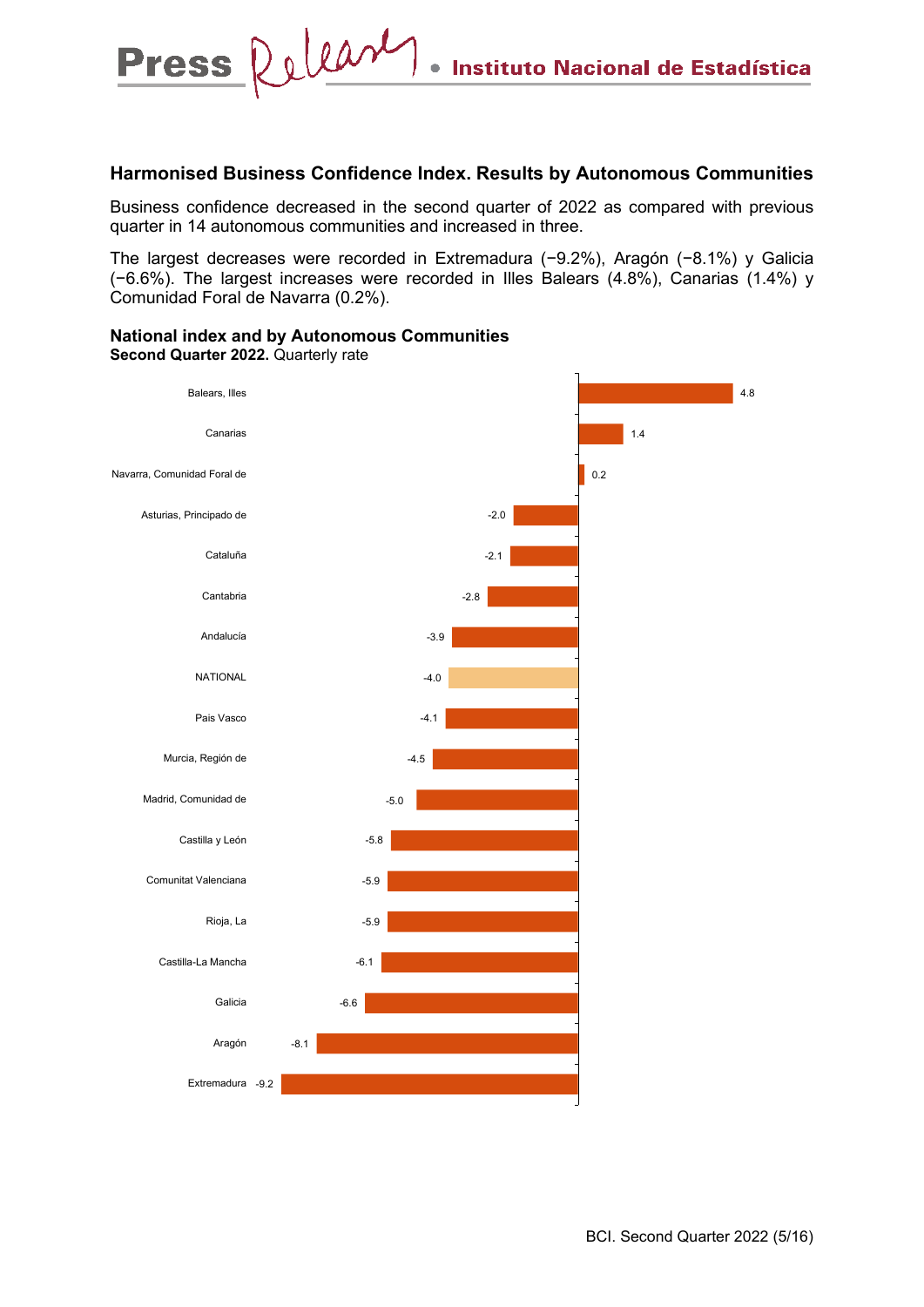## Harmonised Business Confidence Index. Results by Autonomous Communities

Business confidence decreased in the second quarter of 2022 as compared with previous quarter in 14 autonomous communities and increased in three.

The largest decreases were recorded in Extremadura (−9.2%), Aragón (−8.1%) y Galicia (−6.6%). The largest increases were recorded in Illes Balears (4.8%), Canarias (1.4%) y Comunidad Foral de Navarra (0.2%).

### National index and by Autonomous Communities

**Second Quarter 2022.** Quarterly rate

| Region | Quarterly rate |
|---|---|
| Balears, Illes | 4.8 |
| Canarias | 1.4 |
| Navarra, Comunidad Foral de | 0.2 |
| Asturias, Principado de | -2.0 |
| Cataluña | -2.1 |
| Cantabria | -2.8 |
| Andalucía | -3.9 |
| NATIONAL | -4.0 |
| País Vasco | -4.1 |
| Murcia, Región de | -4.5 |
| Madrid, Comunidad de | -5.0 |
| Castilla y León | -5.8 |
| Comunitat Valenciana | -5.9 |
| Rioja, La | -5.9 |
| Castilla-La Mancha | -6.1 |
| Galicia | -6.6 |
| Aragón | -8.1 |
| Extremadura | -9.2 |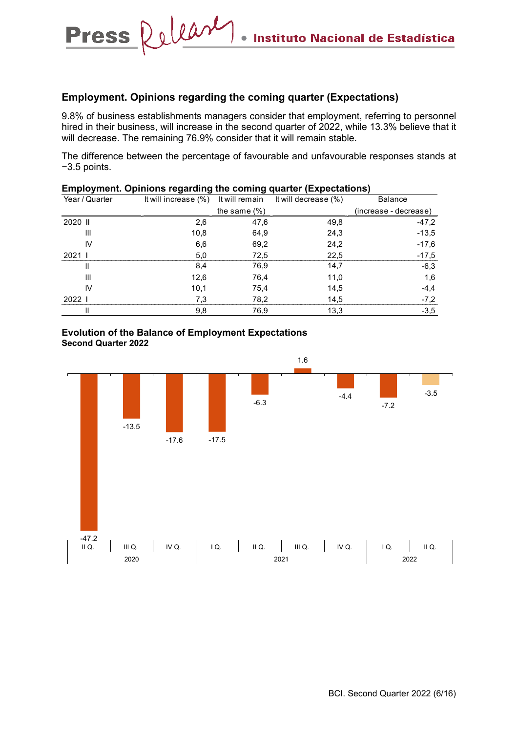## Employment. Opinions regarding the coming quarter (Expectations)

9.8% of business establishments managers consider that employment, referring to personnel hired in their business, will increase in the second quarter of 2022, while 13.3% believe that it will decrease. The remaining 76.9% consider that it will remain stable.

The difference between the percentage of favourable and unfavourable responses stands at −3.5 points.

**Employment. Opinions regarding the coming quarter (Expectations)**

| Year / Quarter | It will increase (%) | It will remain the same (%) | It will decrease (%) | Balance (increase - decrease) |
|---|---|---|---|---|
| 2020 II | 2,6 | 47,6 | 49,8 | -47,2 |
| III | 10,8 | 64,9 | 24,3 | -13,5 |
| IV | 6,6 | 69,2 | 24,2 | -17,6 |
| 2021 I | 5,0 | 72,5 | 22,5 | -17,5 |
| II | 8,4 | 76,9 | 14,7 | -6,3 |
| III | 12,6 | 76,4 | 11,0 | 1,6 |
| IV | 10,1 | 75,4 | 14,5 | -4,4 |
| 2022 I | 7,3 | 78,2 | 14,5 | -7,2 |
| II | 9,8 | 76,9 | 13,3 | -3,5 |

**Evolution of the Balance of Employment Expectations**
**Second Quarter 2022**

| Year | Quarter | Balance |
|---|---|---|
| 2020 | II Q. | -47.2 |
| | III Q. | -13.5 |
| | IV Q. | -17.6 |
| 2021 | I Q. | -17.5 |
| | II Q. | -6.3 |
| | III Q. | 1.6 |
| | IV Q. | -4.4 |
| 2022 | I Q. | -7.2 |
| | II Q. | -3.5 |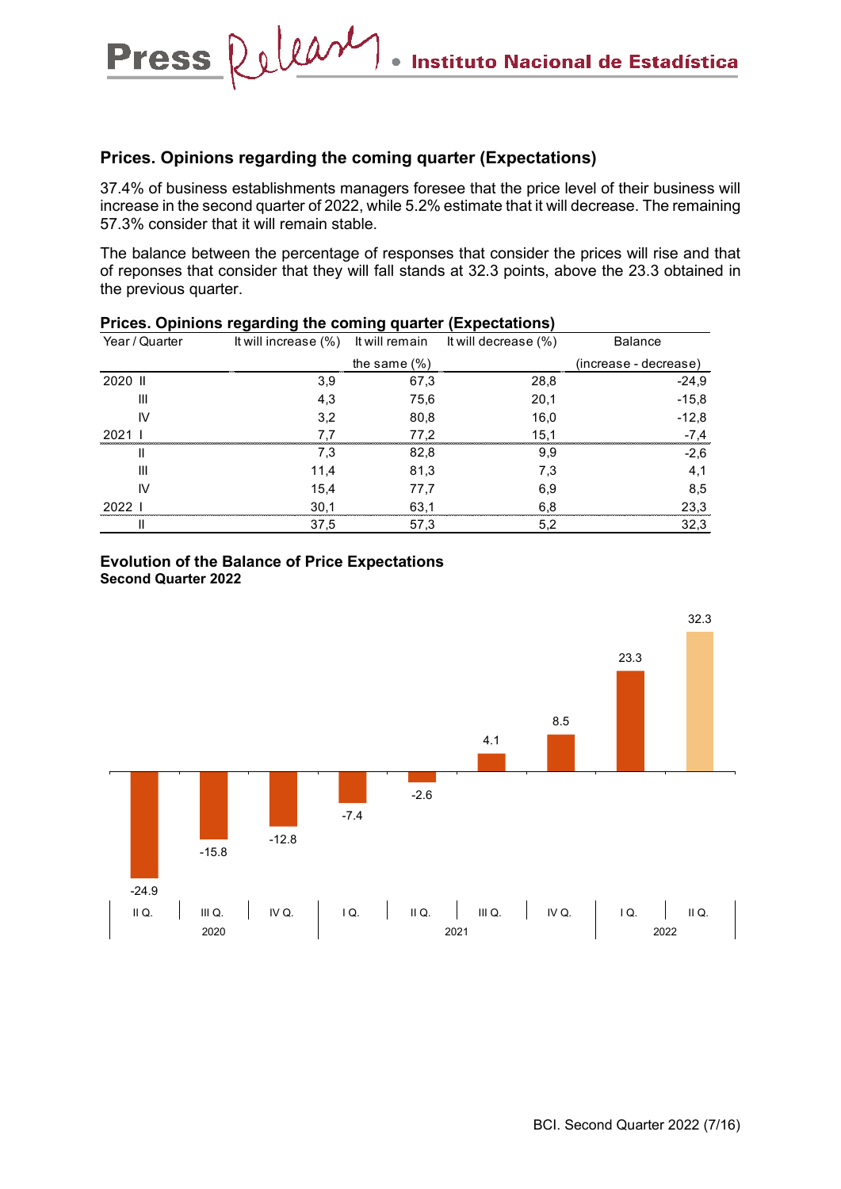## Prices. Opinions regarding the coming quarter (Expectations)

37.4% of business establishments managers foresee that the price level of their business will increase in the second quarter of 2022, while 5.2% estimate that it will decrease. The remaining 57.3% consider that it will remain stable.

The balance between the percentage of responses that consider the prices will rise and that of reponses that consider that they will fall stands at 32.3 points, above the 23.3 obtained in the previous quarter.

**Prices. Opinions regarding the coming quarter (Expectations)**

| Year / Quarter | It will increase (%) | It will remain the same (%) | It will decrease (%) | Balance (increase - decrease) |
|---|---|---|---|---|
| 2020 II | 3,9 | 67,3 | 28,8 | -24,9 |
| III | 4,3 | 75,6 | 20,1 | -15,8 |
| IV | 3,2 | 80,8 | 16,0 | -12,8 |
| 2021 I | 7,7 | 77,2 | 15,1 | -7,4 |
| II | 7,3 | 82,8 | 9,9 | -2,6 |
| III | 11,4 | 81,3 | 7,3 | 4,1 |
| IV | 15,4 | 77,7 | 6,9 | 8,5 |
| 2022 I | 30,1 | 63,1 | 6,8 | 23,3 |
| II | 37,5 | 57,3 | 5,2 | 32,3 |

**Evolution of the Balance of Price Expectations**
**Second Quarter 2022**

| Year | Quarter | Balance |
|---|---|---|
| 2020 | II Q. | -24.9 |
| | III Q. | -15.8 |
| | IV Q. | -12.8 |
| 2021 | I Q. | -7.4 |
| | II Q. | -2.6 |
| | III Q. | 4.1 |
| | IV Q. | 8.5 |
| 2022 | I Q. | 23.3 |
| | II Q. | 32.3 |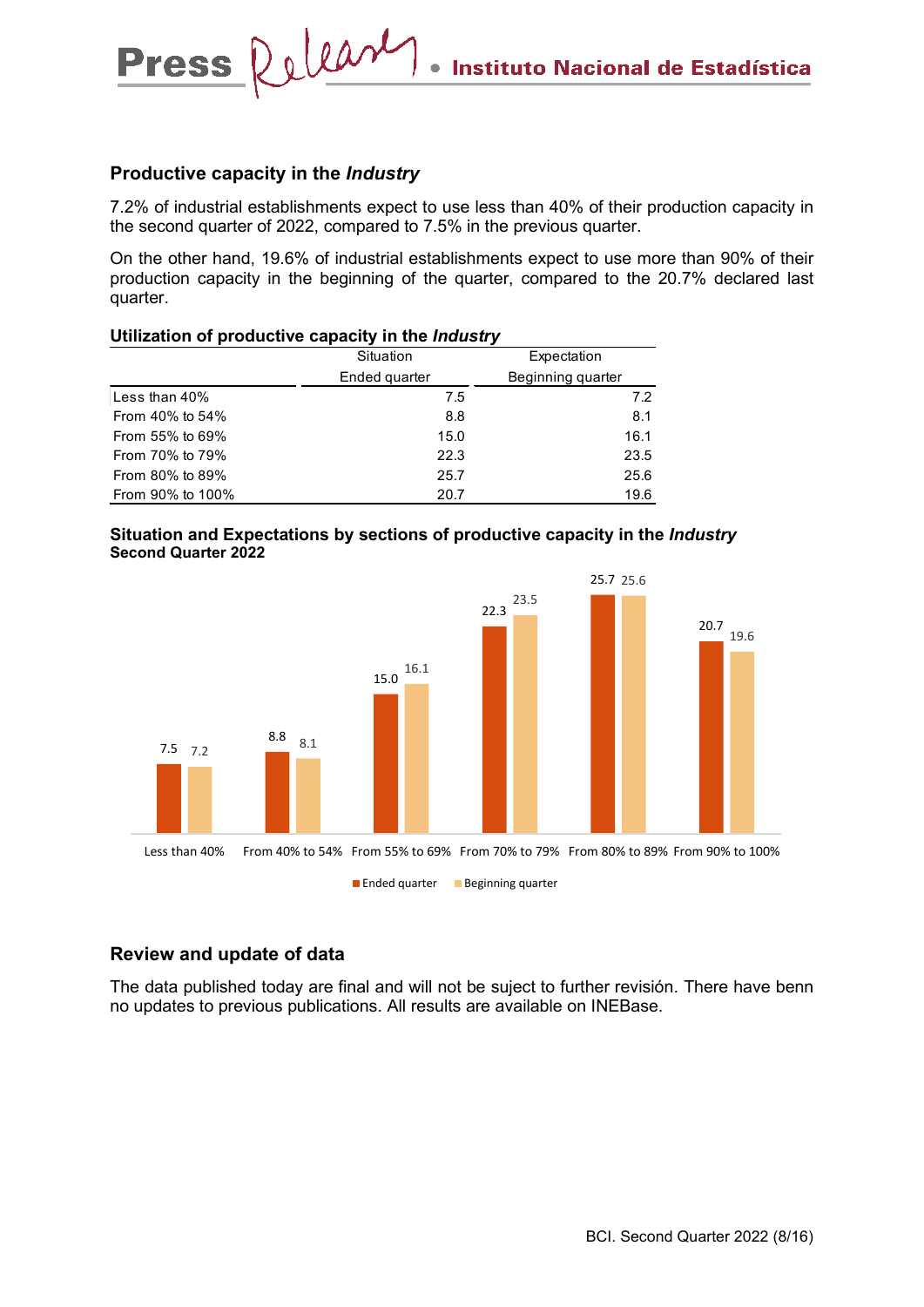## Productive capacity in the *Industry*

7.2% of industrial establishments expect to use less than 40% of their production capacity in the second quarter of 2022, compared to 7.5% in the previous quarter.

On the other hand, 19.6% of industrial establishments expect to use more than 90% of their production capacity in the beginning of the quarter, compared to the 20.7% declared last quarter.

**Utilization of productive capacity in the *Industry***

| | Situation | Expectation |
|---|---|---|
| | Ended quarter | Beginning quarter |
| Less than 40% | 7.5 | 7.2 |
| From 40% to 54% | 8.8 | 8.1 |
| From 55% to 69% | 15.0 | 16.1 |
| From 70% to 79% | 22.3 | 23.5 |
| From 80% to 89% | 25.7 | 25.6 |
| From 90% to 100% | 20.7 | 19.6 |

**Situation and Expectations by sections of productive capacity in the *Industry***
**Second Quarter 2022**

| | Ended quarter | Beginning quarter |
|---|---|---|
| Less than 40% | 7.5 | 7.2 |
| From 40% to 54% | 8.8 | 8.1 |
| From 55% to 69% | 15.0 | 16.1 |
| From 70% to 79% | 22.3 | 23.5 |
| From 80% to 89% | 25.7 | 25.6 |
| From 90% to 100% | 20.7 | 19.6 |

## Review and update of data

The data published today are final and will not be suject to further revisión. There have benn no updates to previous publications. All results are available on INEBase.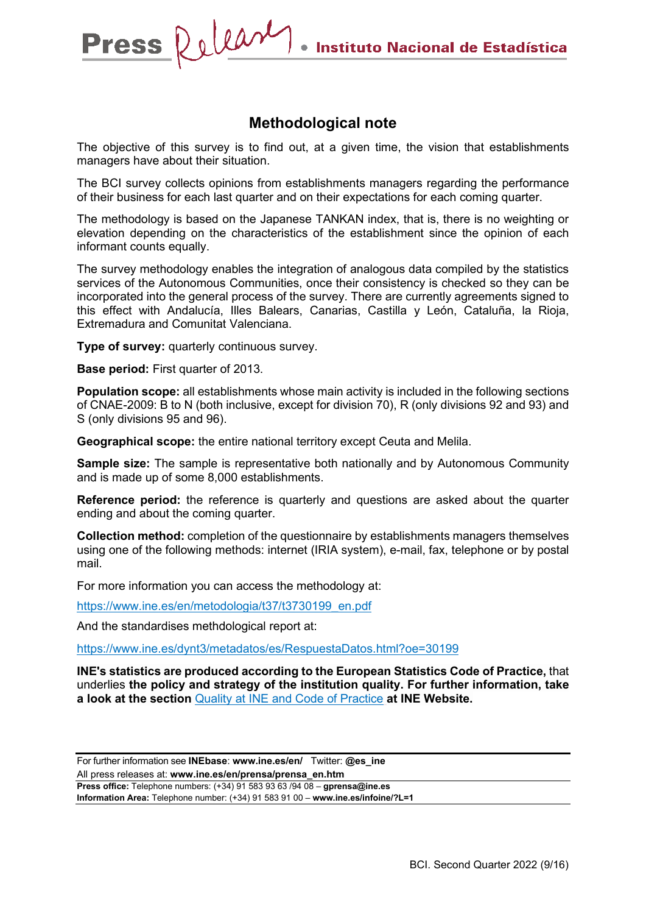## Methodological note

The objective of this survey is to find out, at a given time, the vision that establishments managers have about their situation.

The BCI survey collects opinions from establishments managers regarding the performance of their business for each last quarter and on their expectations for each coming quarter.

The methodology is based on the Japanese TANKAN index, that is, there is no weighting or elevation depending on the characteristics of the establishment since the opinion of each informant counts equally.

The survey methodology enables the integration of analogous data compiled by the statistics services of the Autonomous Communities, once their consistency is checked so they can be incorporated into the general process of the survey. There are currently agreements signed to this effect with Andalucía, Illes Balears, Canarias, Castilla y León, Cataluña, la Rioja, Extremadura and Comunitat Valenciana.

**Type of survey:** quarterly continuous survey.

**Base period:** First quarter of 2013.

**Population scope:** all establishments whose main activity is included in the following sections of CNAE-2009: B to N (both inclusive, except for division 70), R (only divisions 92 and 93) and S (only divisions 95 and 96).

**Geographical scope:** the entire national territory except Ceuta and Melila.

**Sample size:** The sample is representative both nationally and by Autonomous Community and is made up of some 8,000 establishments.

**Reference period:** the reference is quarterly and questions are asked about the quarter ending and about the coming quarter.

**Collection method:** completion of the questionnaire by establishments managers themselves using one of the following methods: internet (IRIA system), e-mail, fax, telephone or by postal mail.

For more information you can access the methodology at:

https://www.ine.es/en/metodologia/t37/t3730199_en.pdf

And the standardises methdological report at:

https://www.ine.es/dynt3/metadatos/es/RespuestaDatos.html?oe=30199

**INE's statistics are produced according to the European Statistics Code of Practice,** that underlies **the policy and strategy of the institution quality. For further information, take a look at the section** Quality at INE and Code of Practice **at INE Website.**

For further information see **INEbase**: **www.ine.es/en/** Twitter: **@es_ine**
All press releases at: **www.ine.es/en/prensa/prensa_en.htm**
**Press office:** Telephone numbers: (+34) 91 583 93 63 /94 08 – **gprensa@ine.es**
**Information Area:** Telephone number: (+34) 91 583 91 00 – **www.ine.es/infoine/?L=1**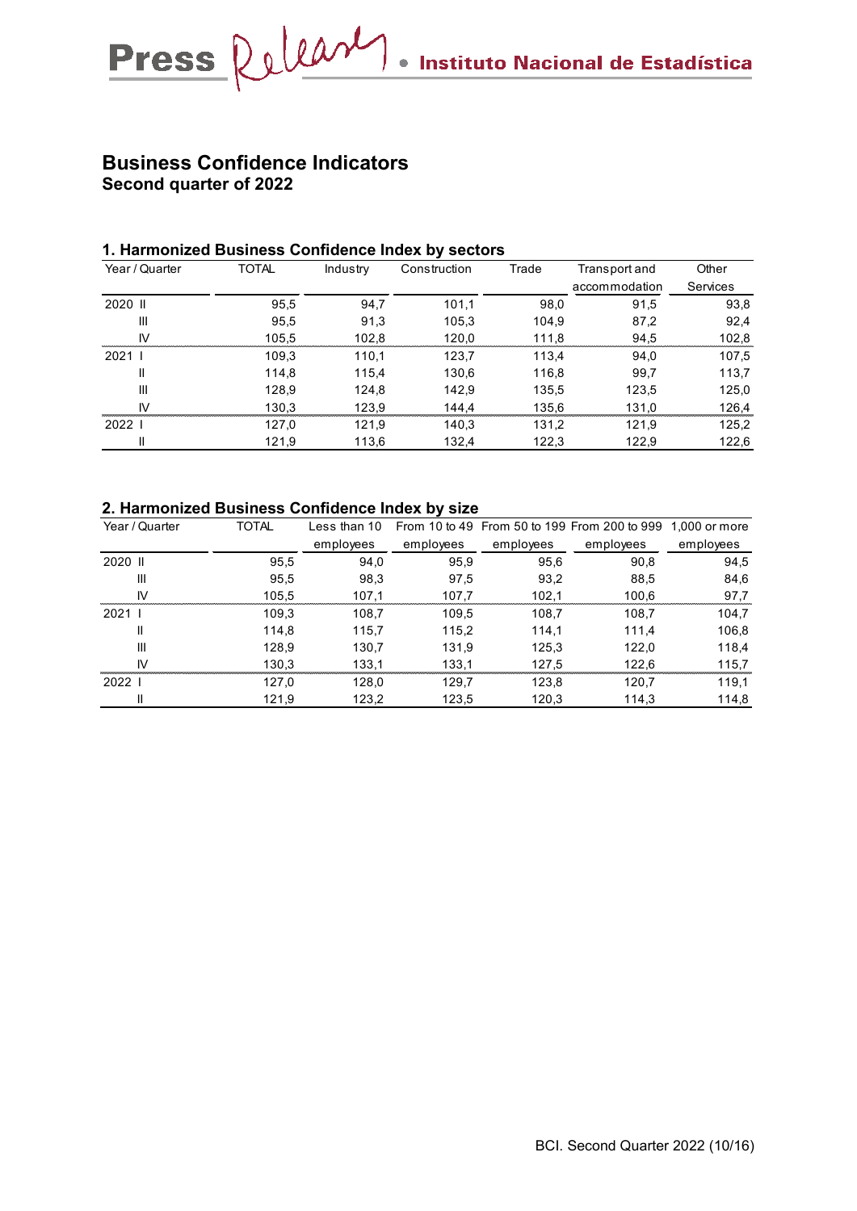# Business Confidence Indicators

**Second quarter of 2022**

## 1. Harmonized Business Confidence Index by sectors

| Year / Quarter | TOTAL | Industry | Construction | Trade | Transport and accommodation | Other Services |
|---|---|---|---|---|---|---|
| 2020 II | 95,5 | 94,7 | 101,1 | 98,0 | 91,5 | 93,8 |
| III | 95,5 | 91,3 | 105,3 | 104,9 | 87,2 | 92,4 |
| IV | 105,5 | 102,8 | 120,0 | 111,8 | 94,5 | 102,8 |
| 2021 I | 109,3 | 110,1 | 123,7 | 113,4 | 94,0 | 107,5 |
| II | 114,8 | 115,4 | 130,6 | 116,8 | 99,7 | 113,7 |
| III | 128,9 | 124,8 | 142,9 | 135,5 | 123,5 | 125,0 |
| IV | 130,3 | 123,9 | 144,4 | 135,6 | 131,0 | 126,4 |
| 2022 I | 127,0 | 121,9 | 140,3 | 131,2 | 121,9 | 125,2 |
| II | 121,9 | 113,6 | 132,4 | 122,3 | 122,9 | 122,6 |

## 2. Harmonized Business Confidence Index by size

| Year / Quarter | TOTAL | Less than 10 employees | From 10 to 49 employees | From 50 to 199 employees | From 200 to 999 employees | 1,000 or more employees |
|---|---|---|---|---|---|---|
| 2020 II | 95,5 | 94,0 | 95,9 | 95,6 | 90,8 | 94,5 |
| III | 95,5 | 98,3 | 97,5 | 93,2 | 88,5 | 84,6 |
| IV | 105,5 | 107,1 | 107,7 | 102,1 | 100,6 | 97,7 |
| 2021 I | 109,3 | 108,7 | 109,5 | 108,7 | 108,7 | 104,7 |
| II | 114,8 | 115,7 | 115,2 | 114,1 | 111,4 | 106,8 |
| III | 128,9 | 130,7 | 131,9 | 125,3 | 122,0 | 118,4 |
| IV | 130,3 | 133,1 | 133,1 | 127,5 | 122,6 | 115,7 |
| 2022 I | 127,0 | 128,0 | 129,7 | 123,8 | 120,7 | 119,1 |
| II | 121,9 | 123,2 | 123,5 | 120,3 | 114,3 | 114,8 |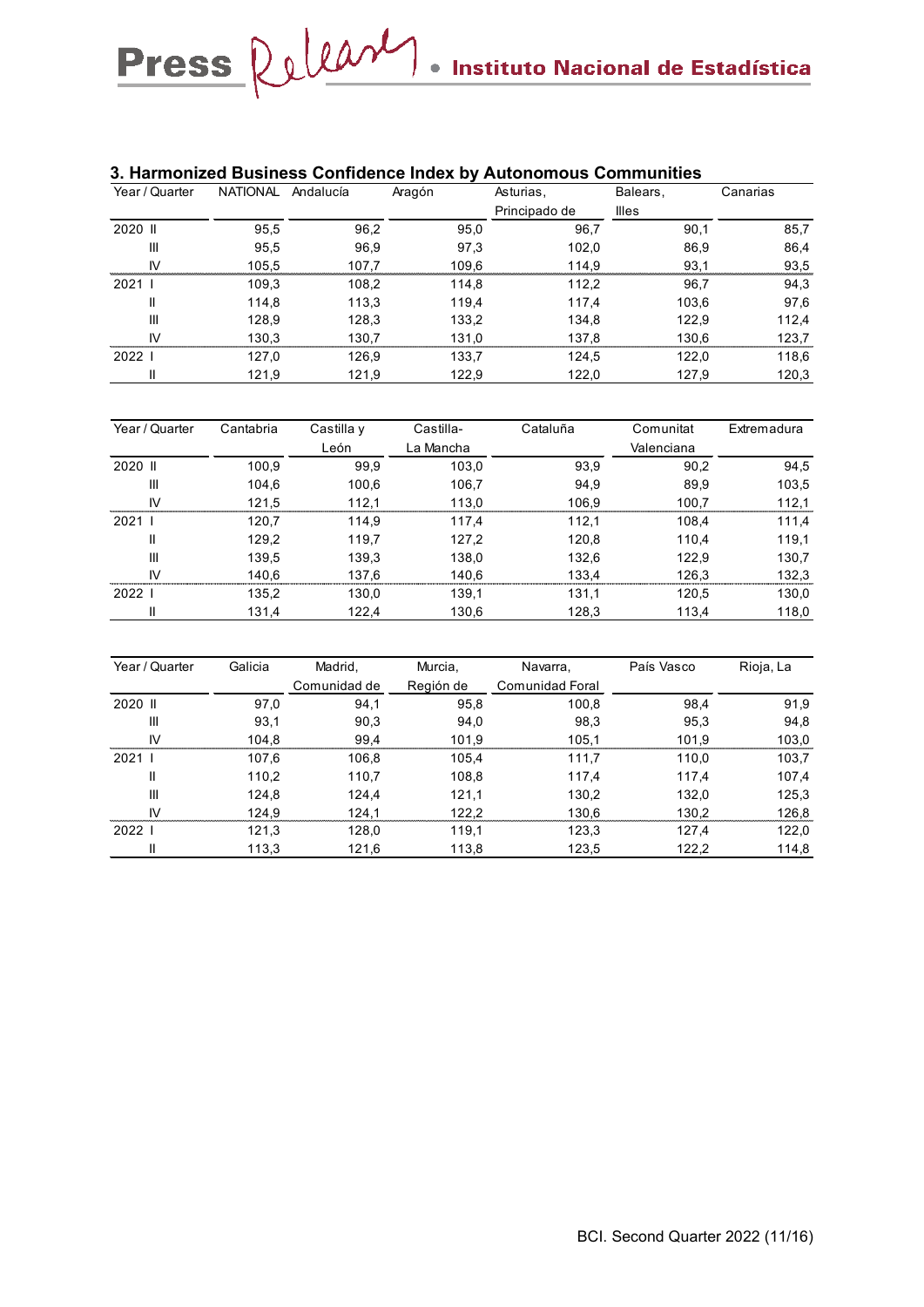## 3. Harmonized Business Confidence Index by Autonomous Communities

| Year / Quarter | NATIONAL | Andalucía | Aragón | Asturias, Principado de | Balears, Illes | Canarias |
|---|---|---|---|---|---|---|
| 2020 II | 95,5 | 96,2 | 95,0 | 96,7 | 90,1 | 85,7 |
| III | 95,5 | 96,9 | 97,3 | 102,0 | 86,9 | 86,4 |
| IV | 105,5 | 107,7 | 109,6 | 114,9 | 93,1 | 93,5 |
| 2021 I | 109,3 | 108,2 | 114,8 | 112,2 | 96,7 | 94,3 |
| II | 114,8 | 113,3 | 119,4 | 117,4 | 103,6 | 97,6 |
| III | 128,9 | 128,3 | 133,2 | 134,8 | 122,9 | 112,4 |
| IV | 130,3 | 130,7 | 131,0 | 137,8 | 130,6 | 123,7 |
| 2022 I | 127,0 | 126,9 | 133,7 | 124,5 | 122,0 | 118,6 |
| II | 121,9 | 121,9 | 122,9 | 122,0 | 127,9 | 120,3 |

| Year / Quarter | Cantabria | Castilla y León | Castilla-La Mancha | Cataluña | Comunitat Valenciana | Extremadura |
|---|---|---|---|---|---|---|
| 2020 II | 100,9 | 99,9 | 103,0 | 93,9 | 90,2 | 94,5 |
| III | 104,6 | 100,6 | 106,7 | 94,9 | 89,9 | 103,5 |
| IV | 121,5 | 112,1 | 113,0 | 106,9 | 100,7 | 112,1 |
| 2021 I | 120,7 | 114,9 | 117,4 | 112,1 | 108,4 | 111,4 |
| II | 129,2 | 119,7 | 127,2 | 120,8 | 110,4 | 119,1 |
| III | 139,5 | 139,3 | 138,0 | 132,6 | 122,9 | 130,7 |
| IV | 140,6 | 137,6 | 140,6 | 133,4 | 126,3 | 132,3 |
| 2022 I | 135,2 | 130,0 | 139,1 | 131,1 | 120,5 | 130,0 |
| II | 131,4 | 122,4 | 130,6 | 128,3 | 113,4 | 118,0 |

| Year / Quarter | Galicia | Madrid, Comunidad de | Murcia, Región de | Navarra, Comunidad Foral | País Vasco | Rioja, La |
|---|---|---|---|---|---|---|
| 2020 II | 97,0 | 94,1 | 95,8 | 100,8 | 98,4 | 91,9 |
| III | 93,1 | 90,3 | 94,0 | 98,3 | 95,3 | 94,8 |
| IV | 104,8 | 99,4 | 101,9 | 105,1 | 101,9 | 103,0 |
| 2021 I | 107,6 | 106,8 | 105,4 | 111,7 | 110,0 | 103,7 |
| II | 110,2 | 110,7 | 108,8 | 117,4 | 117,4 | 107,4 |
| III | 124,8 | 124,4 | 121,1 | 130,2 | 132,0 | 125,3 |
| IV | 124,9 | 124,1 | 122,2 | 130,6 | 130,2 | 126,8 |
| 2022 I | 121,3 | 128,0 | 119,1 | 123,3 | 127,4 | 122,0 |
| II | 113,3 | 121,6 | 113,8 | 123,5 | 122,2 | 114,8 |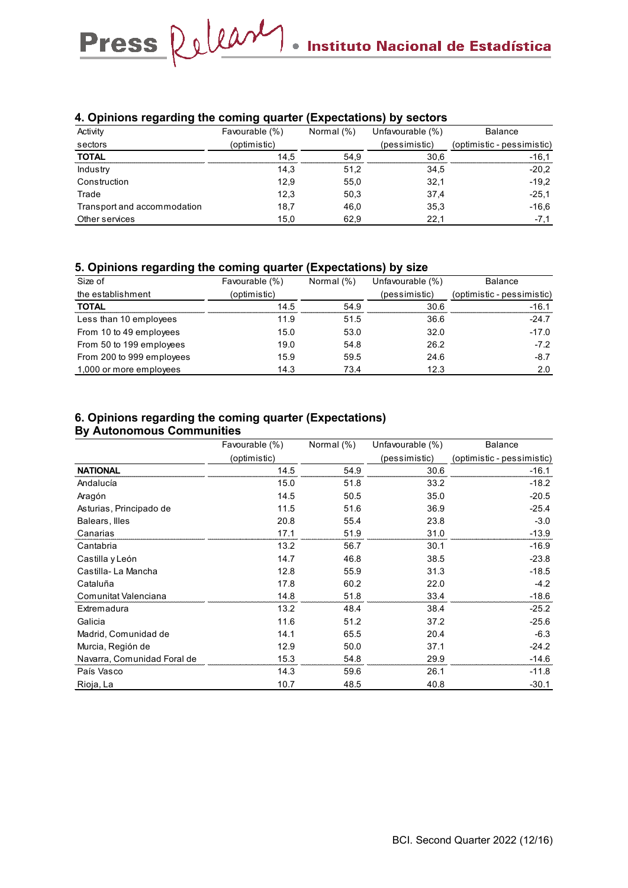## 4. Opinions regarding the coming quarter (Expectations) by sectors

| Activity sectors | Favourable (%) (optimistic) | Normal (%) | Unfavourable (%) (pessimistic) | Balance (optimistic - pessimistic) |
|---|---|---|---|---|
| **TOTAL** | 14,5 | 54,9 | 30,6 | -16,1 |
| Industry | 14,3 | 51,2 | 34,5 | -20,2 |
| Construction | 12,9 | 55,0 | 32,1 | -19,2 |
| Trade | 12,3 | 50,3 | 37,4 | -25,1 |
| Transport and accommodation | 18,7 | 46,0 | 35,3 | -16,6 |
| Other services | 15,0 | 62,9 | 22,1 | -7,1 |

## 5. Opinions regarding the coming quarter (Expectations) by size

| Size of the establishment | Favourable (%) (optimistic) | Normal (%) | Unfavourable (%) (pessimistic) | Balance (optimistic - pessimistic) |
|---|---|---|---|---|
| **TOTAL** | 14.5 | 54.9 | 30.6 | -16.1 |
| Less than 10 employees | 11.9 | 51.5 | 36.6 | -24.7 |
| From 10 to 49 employees | 15.0 | 53.0 | 32.0 | -17.0 |
| From 50 to 199 employees | 19.0 | 54.8 | 26.2 | -7.2 |
| From 200 to 999 employees | 15.9 | 59.5 | 24.6 | -8.7 |
| 1,000 or more employees | 14.3 | 73.4 | 12.3 | 2.0 |

## 6. Opinions regarding the coming quarter (Expectations) By Autonomous Communities

| | Favourable (%) (optimistic) | Normal (%) | Unfavourable (%) (pessimistic) | Balance (optimistic - pessimistic) |
|---|---|---|---|---|
| **NATIONAL** | 14.5 | 54.9 | 30.6 | -16.1 |
| Andalucía | 15.0 | 51.8 | 33.2 | -18.2 |
| Aragón | 14.5 | 50.5 | 35.0 | -20.5 |
| Asturias, Principado de | 11.5 | 51.6 | 36.9 | -25.4 |
| Balears, Illes | 20.8 | 55.4 | 23.8 | -3.0 |
| Canarias | 17.1 | 51.9 | 31.0 | -13.9 |
| Cantabria | 13.2 | 56.7 | 30.1 | -16.9 |
| Castilla y León | 14.7 | 46.8 | 38.5 | -23.8 |
| Castilla- La Mancha | 12.8 | 55.9 | 31.3 | -18.5 |
| Cataluña | 17.8 | 60.2 | 22.0 | -4.2 |
| Comunitat Valenciana | 14.8 | 51.8 | 33.4 | -18.6 |
| Extremadura | 13.2 | 48.4 | 38.4 | -25.2 |
| Galicia | 11.6 | 51.2 | 37.2 | -25.6 |
| Madrid, Comunidad de | 14.1 | 65.5 | 20.4 | -6.3 |
| Murcia, Región de | 12.9 | 50.0 | 37.1 | -24.2 |
| Navarra, Comunidad Foral de | 15.3 | 54.8 | 29.9 | -14.6 |
| País Vasco | 14.3 | 59.6 | 26.1 | -11.8 |
| Rioja, La | 10.7 | 48.5 | 40.8 | -30.1 |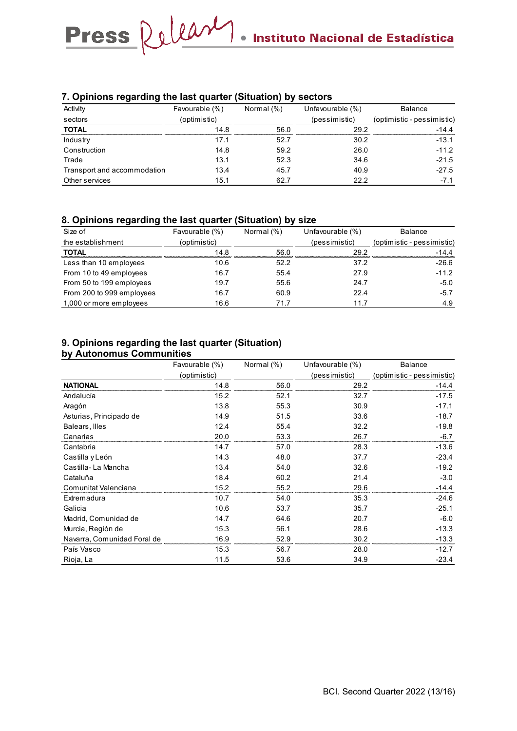## 7. Opinions regarding the last quarter (Situation) by sectors

| Activity sectors | Favourable (%) (optimistic) | Normal (%) | Unfavourable (%) (pessimistic) | Balance (optimistic - pessimistic) |
|---|---|---|---|---|
| **TOTAL** | 14.8 | 56.0 | 29.2 | -14.4 |
| Industry | 17.1 | 52.7 | 30.2 | -13.1 |
| Construction | 14.8 | 59.2 | 26.0 | -11.2 |
| Trade | 13.1 | 52.3 | 34.6 | -21.5 |
| Transport and accommodation | 13.4 | 45.7 | 40.9 | -27.5 |
| Other services | 15.1 | 62.7 | 22.2 | -7.1 |

## 8. Opinions regarding the last quarter (Situation) by size

| Size of the establishment | Favourable (%) (optimistic) | Normal (%) | Unfavourable (%) (pessimistic) | Balance (optimistic - pessimistic) |
|---|---|---|---|---|
| **TOTAL** | 14.8 | 56.0 | 29.2 | -14.4 |
| Less than 10 employees | 10.6 | 52.2 | 37.2 | -26.6 |
| From 10 to 49 employees | 16.7 | 55.4 | 27.9 | -11.2 |
| From 50 to 199 employees | 19.7 | 55.6 | 24.7 | -5.0 |
| From 200 to 999 employees | 16.7 | 60.9 | 22.4 | -5.7 |
| 1,000 or more employees | 16.6 | 71.7 | 11.7 | 4.9 |

## 9. Opinions regarding the last quarter (Situation) by Autonomus Communities

| | Favourable (%) (optimistic) | Normal (%) | Unfavourable (%) (pessimistic) | Balance (optimistic - pessimistic) |
|---|---|---|---|---|
| **NATIONAL** | 14.8 | 56.0 | 29.2 | -14.4 |
| Andalucía | 15.2 | 52.1 | 32.7 | -17.5 |
| Aragón | 13.8 | 55.3 | 30.9 | -17.1 |
| Asturias, Principado de | 14.9 | 51.5 | 33.6 | -18.7 |
| Balears, Illes | 12.4 | 55.4 | 32.2 | -19.8 |
| Canarias | 20.0 | 53.3 | 26.7 | -6.7 |
| Cantabria | 14.7 | 57.0 | 28.3 | -13.6 |
| Castilla y León | 14.3 | 48.0 | 37.7 | -23.4 |
| Castilla- La Mancha | 13.4 | 54.0 | 32.6 | -19.2 |
| Cataluña | 18.4 | 60.2 | 21.4 | -3.0 |
| Comunitat Valenciana | 15.2 | 55.2 | 29.6 | -14.4 |
| Extremadura | 10.7 | 54.0 | 35.3 | -24.6 |
| Galicia | 10.6 | 53.7 | 35.7 | -25.1 |
| Madrid, Comunidad de | 14.7 | 64.6 | 20.7 | -6.0 |
| Murcia, Región de | 15.3 | 56.1 | 28.6 | -13.3 |
| Navarra, Comunidad Foral de | 16.9 | 52.9 | 30.2 | -13.3 |
| País Vasco | 15.3 | 56.7 | 28.0 | -12.7 |
| Rioja, La | 11.5 | 53.6 | 34.9 | -23.4 |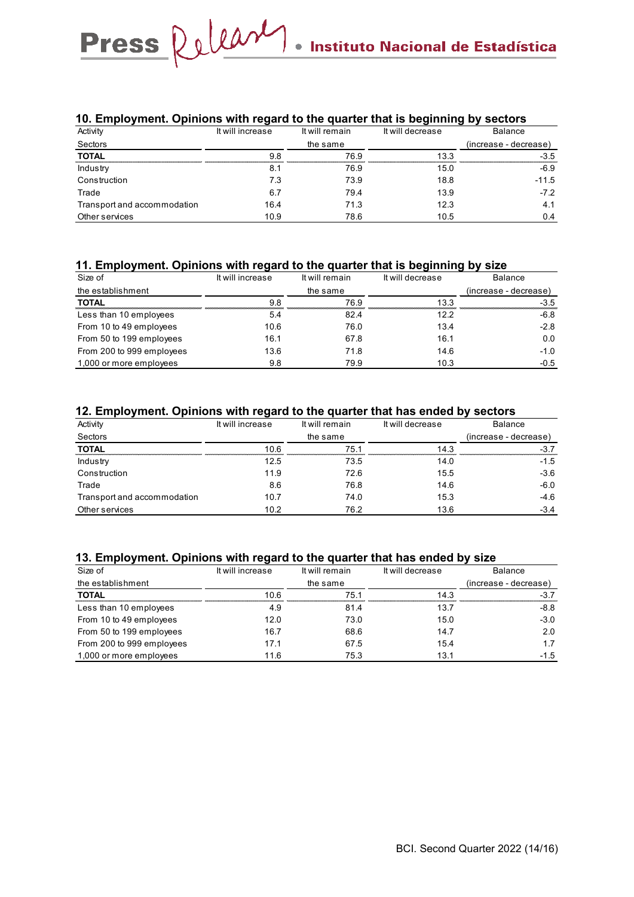## 10. Employment. Opinions with regard to the quarter that is beginning by sectors

| Activity<br>Sectors | It will increase | It will remain the same | It will decrease | Balance (increase - decrease) |
|---|---|---|---|---|
| **TOTAL** | 9.8 | 76.9 | 13.3 | -3.5 |
| Industry | 8.1 | 76.9 | 15.0 | -6.9 |
| Construction | 7.3 | 73.9 | 18.8 | -11.5 |
| Trade | 6.7 | 79.4 | 13.9 | -7.2 |
| Transport and accommodation | 16.4 | 71.3 | 12.3 | 4.1 |
| Other services | 10.9 | 78.6 | 10.5 | 0.4 |

## 11. Employment. Opinions with regard to the quarter that is beginning by size

| Size of the establishment | It will increase | It will remain the same | It will decrease | Balance (increase - decrease) |
|---|---|---|---|---|
| **TOTAL** | 9.8 | 76.9 | 13.3 | -3.5 |
| Less than 10 employees | 5.4 | 82.4 | 12.2 | -6.8 |
| From 10 to 49 employees | 10.6 | 76.0 | 13.4 | -2.8 |
| From 50 to 199 employees | 16.1 | 67.8 | 16.1 | 0.0 |
| From 200 to 999 employees | 13.6 | 71.8 | 14.6 | -1.0 |
| 1,000 or more employees | 9.8 | 79.9 | 10.3 | -0.5 |

## 12. Employment. Opinions with regard to the quarter that has ended by sectors

| Activity<br>Sectors | It will increase | It will remain the same | It will decrease | Balance (increase - decrease) |
|---|---|---|---|---|
| **TOTAL** | 10.6 | 75.1 | 14.3 | -3.7 |
| Industry | 12.5 | 73.5 | 14.0 | -1.5 |
| Construction | 11.9 | 72.6 | 15.5 | -3.6 |
| Trade | 8.6 | 76.8 | 14.6 | -6.0 |
| Transport and accommodation | 10.7 | 74.0 | 15.3 | -4.6 |
| Other services | 10.2 | 76.2 | 13.6 | -3.4 |

## 13. Employment. Opinions with regard to the quarter that has ended by size

| Size of the establishment | It will increase | It will remain the same | It will decrease | Balance (increase - decrease) |
|---|---|---|---|---|
| **TOTAL** | 10.6 | 75.1 | 14.3 | -3.7 |
| Less than 10 employees | 4.9 | 81.4 | 13.7 | -8.8 |
| From 10 to 49 employees | 12.0 | 73.0 | 15.0 | -3.0 |
| From 50 to 199 employees | 16.7 | 68.6 | 14.7 | 2.0 |
| From 200 to 999 employees | 17.1 | 67.5 | 15.4 | 1.7 |
| 1,000 or more employees | 11.6 | 75.3 | 13.1 | -1.5 |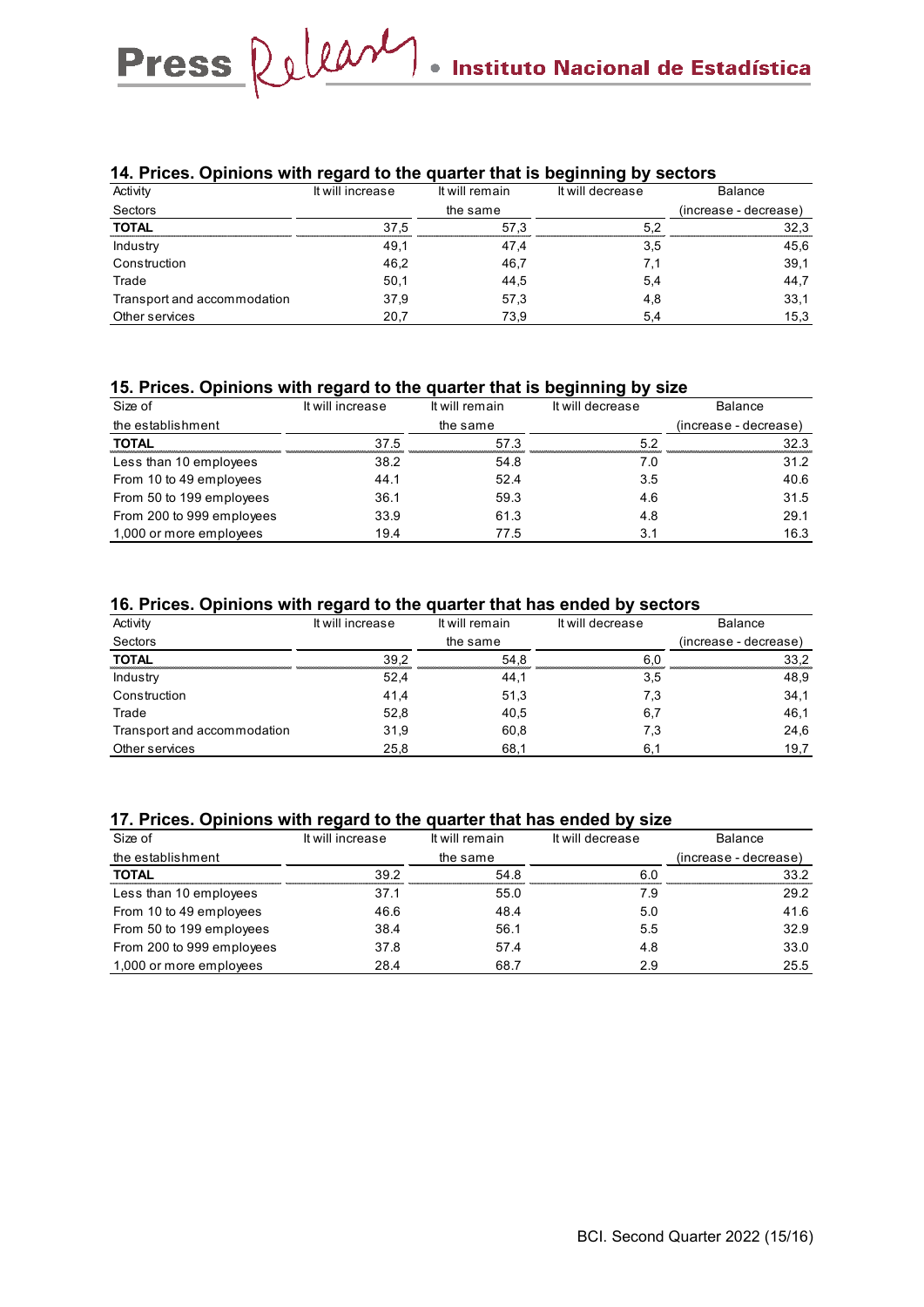## 14. Prices. Opinions with regard to the quarter that is beginning by sectors

| Activity<br>Sectors | It will increase | It will remain the same | It will decrease | Balance (increase - decrease) |
|---|---|---|---|---|
| **TOTAL** | 37,5 | 57,3 | 5,2 | 32,3 |
| Industry | 49,1 | 47,4 | 3,5 | 45,6 |
| Construction | 46,2 | 46,7 | 7,1 | 39,1 |
| Trade | 50,1 | 44,5 | 5,4 | 44,7 |
| Transport and accommodation | 37,9 | 57,3 | 4,8 | 33,1 |
| Other services | 20,7 | 73,9 | 5,4 | 15,3 |

## 15. Prices. Opinions with regard to the quarter that is beginning by size

| Size of the establishment | It will increase | It will remain the same | It will decrease | Balance (increase - decrease) |
|---|---|---|---|---|
| **TOTAL** | 37.5 | 57.3 | 5.2 | 32.3 |
| Less than 10 employees | 38.2 | 54.8 | 7.0 | 31.2 |
| From 10 to 49 employees | 44.1 | 52.4 | 3.5 | 40.6 |
| From 50 to 199 employees | 36.1 | 59.3 | 4.6 | 31.5 |
| From 200 to 999 employees | 33.9 | 61.3 | 4.8 | 29.1 |
| 1,000 or more employees | 19.4 | 77.5 | 3.1 | 16.3 |

## 16. Prices. Opinions with regard to the quarter that has ended by sectors

| Activity<br>Sectors | It will increase | It will remain the same | It will decrease | Balance (increase - decrease) |
|---|---|---|---|---|
| **TOTAL** | 39,2 | 54,8 | 6,0 | 33,2 |
| Industry | 52,4 | 44,1 | 3,5 | 48,9 |
| Construction | 41,4 | 51,3 | 7,3 | 34,1 |
| Trade | 52,8 | 40,5 | 6,7 | 46,1 |
| Transport and accommodation | 31,9 | 60,8 | 7,3 | 24,6 |
| Other services | 25,8 | 68,1 | 6,1 | 19,7 |

## 17. Prices. Opinions with regard to the quarter that has ended by size

| Size of the establishment | It will increase | It will remain the same | It will decrease | Balance (increase - decrease) |
|---|---|---|---|---|
| **TOTAL** | 39.2 | 54.8 | 6.0 | 33.2 |
| Less than 10 employees | 37.1 | 55.0 | 7.9 | 29.2 |
| From 10 to 49 employees | 46.6 | 48.4 | 5.0 | 41.6 |
| From 50 to 199 employees | 38.4 | 56.1 | 5.5 | 32.9 |
| From 200 to 999 employees | 37.8 | 57.4 | 4.8 | 33.0 |
| 1,000 or more employees | 28.4 | 68.7 | 2.9 | 25.5 |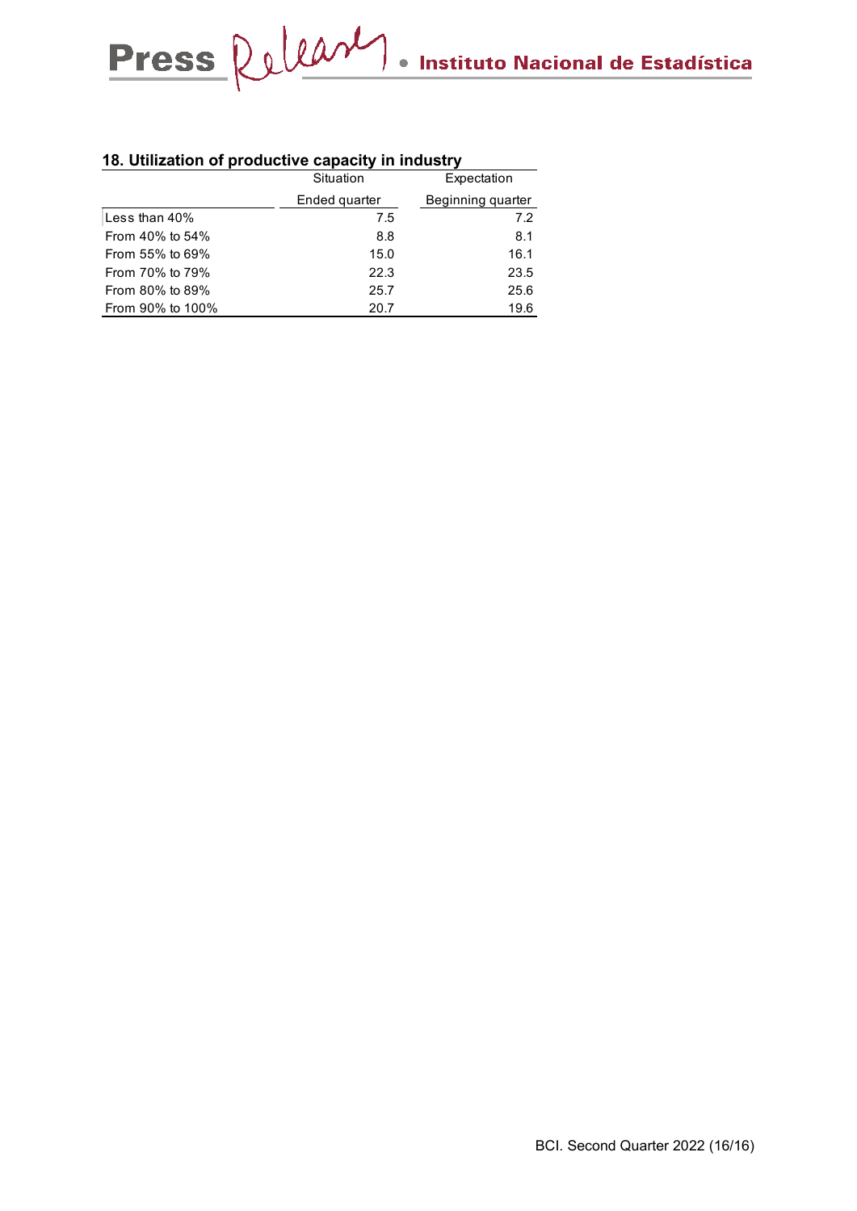### 18. Utilization of productive capacity in industry

| | Situation | Expectation |
|---|---|---|
| | Ended quarter | Beginning quarter |
| Less than 40% | 7.5 | 7.2 |
| From 40% to 54% | 8.8 | 8.1 |
| From 55% to 69% | 15.0 | 16.1 |
| From 70% to 79% | 22.3 | 23.5 |
| From 80% to 89% | 25.7 | 25.6 |
| From 90% to 100% | 20.7 | 19.6 |